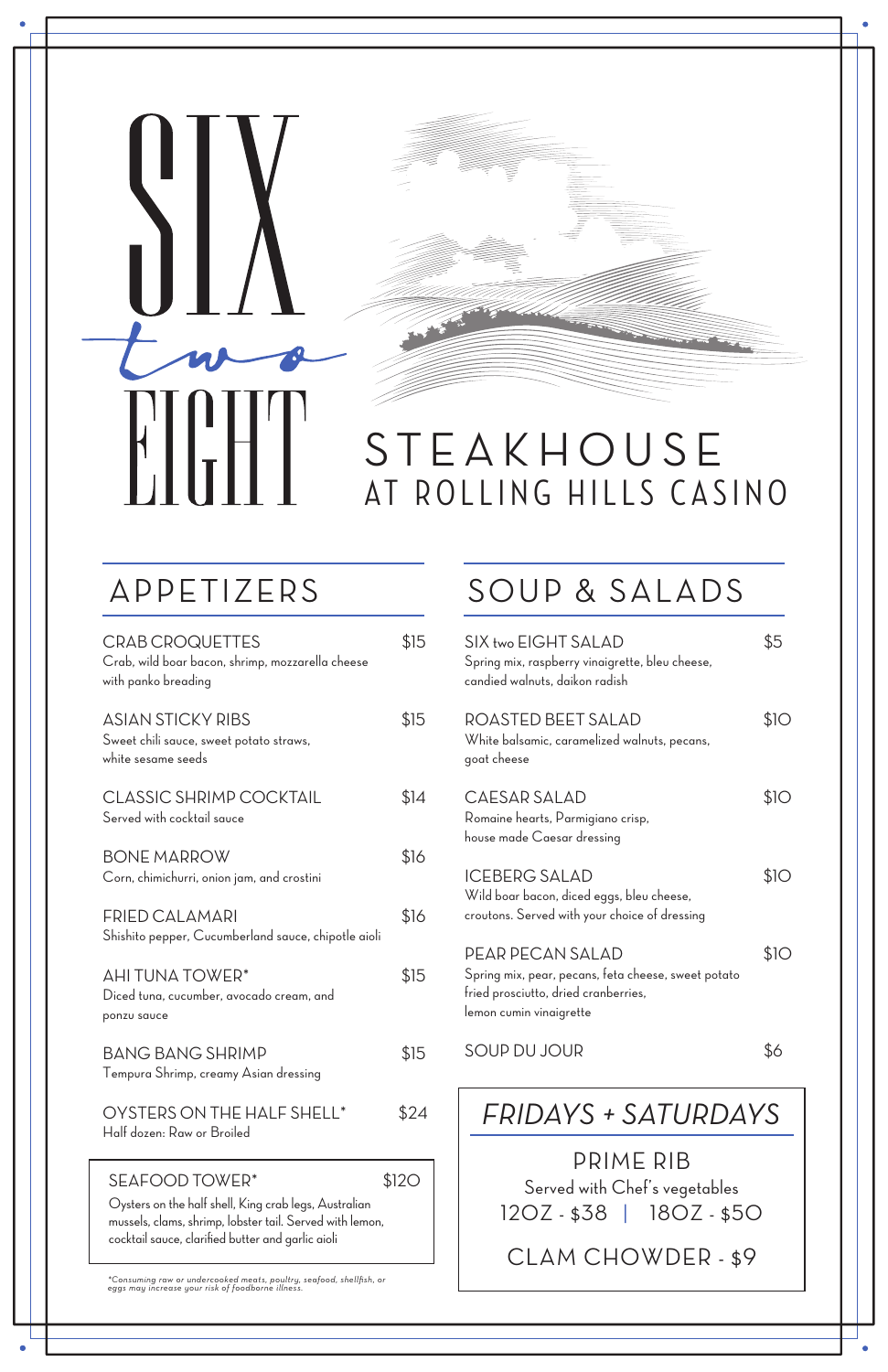# SIX two EIGHT

## STEAKHOUSE AT ROLLING HILLS CASINO

## APPETIZERS

**CRAB CROQUETTES** — $15
Crab, wild boar bacon, shrimp, mozzarella cheese with panko breading

**ASIAN STICKY RIBS** — $15
Sweet chili sauce, sweet potato straws, white sesame seeds

**CLASSIC SHRIMP COCKTAIL** — $14
Served with cocktail sauce

**BONE MARROW** — $16
Corn, chimichurri, onion jam, and crostini

**FRIED CALAMARI** — $16
Shishito pepper, Cucumberland sauce, chipotle aioli

**AHI TUNA TOWER*** — $15
Diced tuna, cucumber, avocado cream, and ponzu sauce

**BANG BANG SHRIMP** — $15
Tempura Shrimp, creamy Asian dressing

**OYSTERS ON THE HALF SHELL*** — $24
Half dozen: Raw or Broiled

**SEAFOOD TOWER*** — $120
Oysters on the half shell, King crab legs, Australian mussels, clams, shrimp, lobster tail. Served with lemon, cocktail sauce, clarified butter and garlic aioli

*Consuming raw or undercooked meats, poultry, seafood, shellfish, or eggs may increase your risk of foodborne illness.*

## SOUP & SALADS

**SIX two EIGHT SALAD** — $5
Spring mix, raspberry vinaigrette, bleu cheese, candied walnuts, daikon radish

**ROASTED BEET SALAD** — $10
White balsamic, caramelized walnuts, pecans, goat cheese

**CAESAR SALAD** — $10
Romaine hearts, Parmigiano crisp, house made Caesar dressing

**ICEBERG SALAD** — $10
Wild boar bacon, diced eggs, bleu cheese, croutons. Served with your choice of dressing

**PEAR PECAN SALAD** — $10
Spring mix, pear, pecans, feta cheese, sweet potato fried prosciutto, dried cranberries, lemon cumin vinaigrette

**SOUP DU JOUR** — $6

## *FRIDAYS + SATURDAYS*

**PRIME RIB**
Served with Chef's vegetables
12OZ - $38 | 18OZ - $50

**CLAM CHOWDER** - $9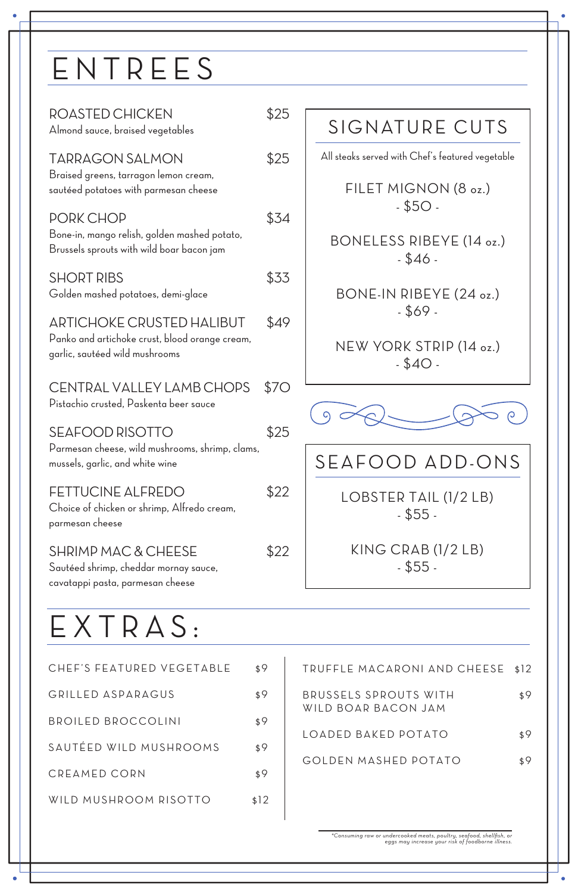# ENTREES

**ROASTED CHICKEN** $25
Almond sauce, braised vegetables

**TARRAGON SALMON** $25
Braised greens, tarragon lemon cream, sautéed potatoes with parmesan cheese

**PORK CHOP** $34
Bone-in, mango relish, golden mashed potato, Brussels sprouts with wild boar bacon jam

**SHORT RIBS** $33
Golden mashed potatoes, demi-glace

**ARTICHOKE CRUSTED HALIBUT** $49
Panko and artichoke crust, blood orange cream, garlic, sautéed wild mushrooms

**CENTRAL VALLEY LAMB CHOPS** $70
Pistachio crusted, Paskenta beer sauce

**SEAFOOD RISOTTO** $25
Parmesan cheese, wild mushrooms, shrimp, clams, mussels, garlic, and white wine

**FETTUCINE ALFREDO** $22
Choice of chicken or shrimp, Alfredo cream, parmesan cheese

**SHRIMP MAC & CHEESE** $22
Sautéed shrimp, cheddar mornay sauce, cavatappi pasta, parmesan cheese

## SIGNATURE CUTS

All steaks served with Chef's featured vegetable

FILET MIGNON (8 oz.)
- $50 -

BONELESS RIBEYE (14 oz.)
- $46 -

BONE-IN RIBEYE (24 oz.)
- $69 -

NEW YORK STRIP (14 oz.)
- $40 -

## SEAFOOD ADD-ONS

LOBSTER TAIL (1/2 LB)
- $55 -

KING CRAB (1/2 LB)
- $55 -

# EXTRAS:

| | |
|---|---|
| CHEF'S FEATURED VEGETABLE | $9 |
| GRILLED ASPARAGUS | $9 |
| BROILED BROCCOLINI | $9 |
| SAUTÉED WILD MUSHROOMS | $9 |
| CREAMED CORN | $9 |
| WILD MUSHROOM RISOTTO | $12 |
| TRUFFLE MACARONI AND CHEESE | $12 |
| BRUSSELS SPROUTS WITH WILD BOAR BACON JAM | $9 |
| LOADED BAKED POTATO | $9 |
| GOLDEN MASHED POTATO | $9 |

*Consuming raw or undercooked meats, poultry, seafood, shellfish, or eggs may increase your risk of foodborne illness.